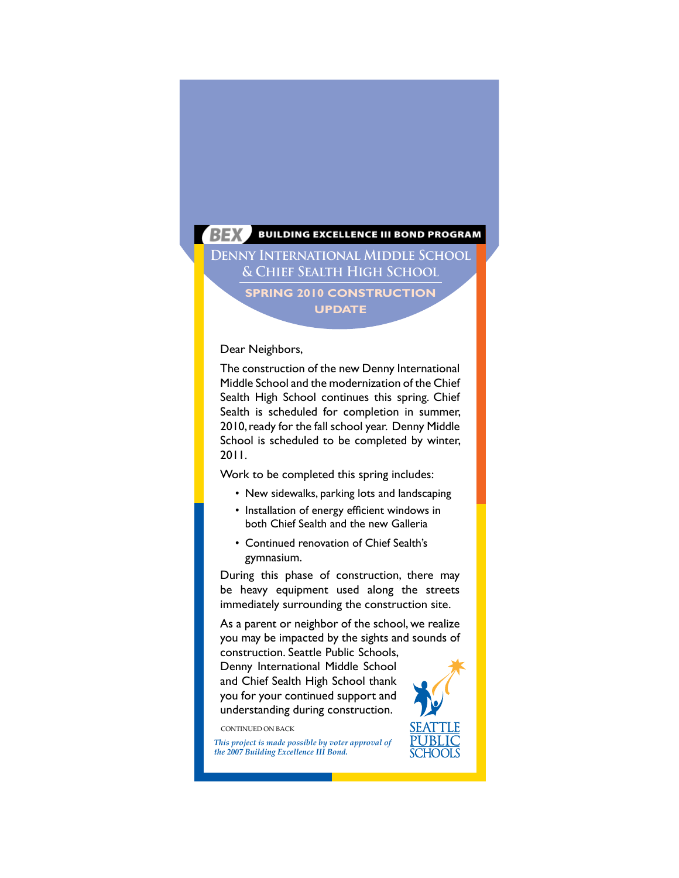BEX **BUILDING EXCELLENCE III BOND PROGRAM**

# Denny International Middle School & Chief Sealth High School

## SPRING 2010 CONSTRUCTION UPDATE

Dear Neighbors,

The construction of the new Denny International Middle School and the modernization of the Chief Sealth High School continues this spring. Chief Sealth is scheduled for completion in summer, 2010, ready for the fall school year. Denny Middle School is scheduled to be completed by winter, 2011.

Work to be completed this spring includes:

- New sidewalks, parking lots and landscaping
- Installation of energy efficient windows in both Chief Sealth and the new Galleria
- Continued renovation of Chief Sealth's gymnasium.

During this phase of construction, there may be heavy equipment used along the streets immediately surrounding the construction site.

As a parent or neighbor of the school, we realize you may be impacted by the sights and sounds of construction. Seattle Public Schools, Denny International Middle School and Chief Sealth High School thank you for your continued support and understanding during construction.

CONTINUED ON BACK

*This project is made possible by voter approval of the 2007 Building Excellence III Bond.*

SEATTLE PUBLIC SCHOOLS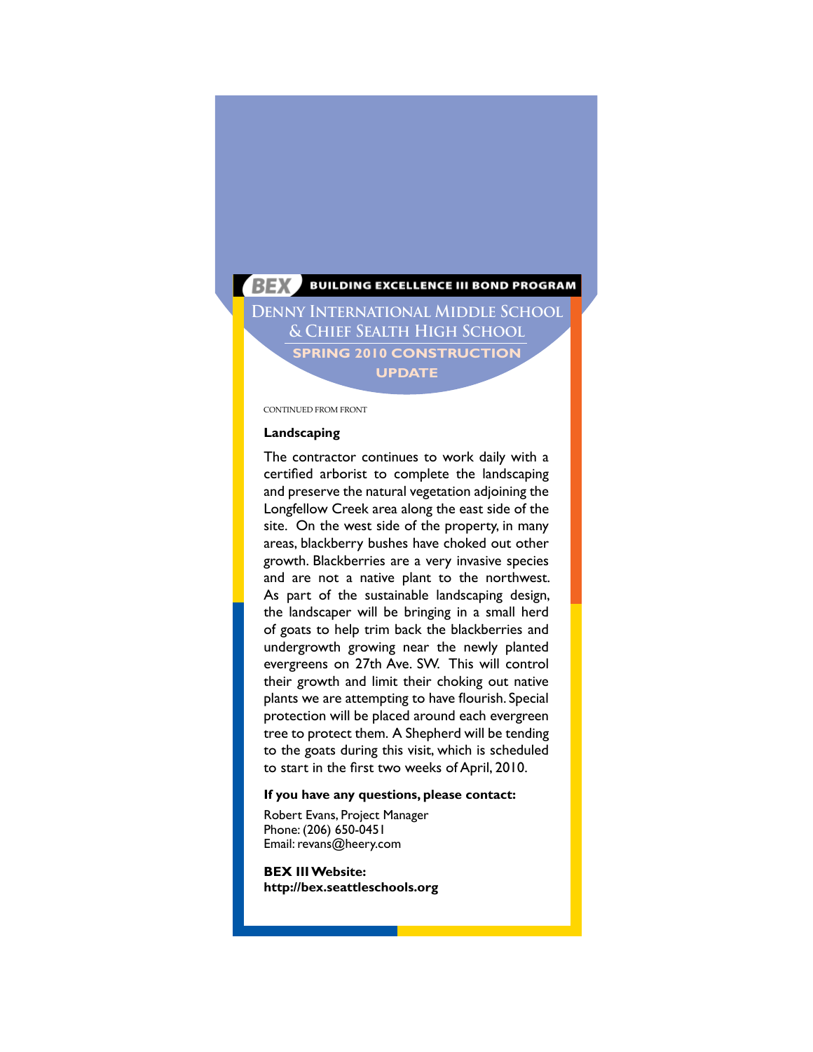**BEX** BUILDING EXCELLENCE III BOND PROGRAM

# Denny International Middle School & Chief Sealth High School

## SPRING 2010 CONSTRUCTION UPDATE

CONTINUED FROM FRONT

### Landscaping

The contractor continues to work daily with a certified arborist to complete the landscaping and preserve the natural vegetation adjoining the Longfellow Creek area along the east side of the site. On the west side of the property, in many areas, blackberry bushes have choked out other growth. Blackberries are a very invasive species and are not a native plant to the northwest. As part of the sustainable landscaping design, the landscaper will be bringing in a small herd of goats to help trim back the blackberries and undergrowth growing near the newly planted evergreens on 27th Ave. SW. This will control their growth and limit their choking out native plants we are attempting to have flourish. Special protection will be placed around each evergreen tree to protect them. A Shepherd will be tending to the goats during this visit, which is scheduled to start in the first two weeks of April, 2010.

**If you have any questions, please contact:**

Robert Evans, Project Manager
Phone: (206) 650-0451
Email: revans@heery.com

**BEX III Website:**
**http://bex.seattleschools.org**